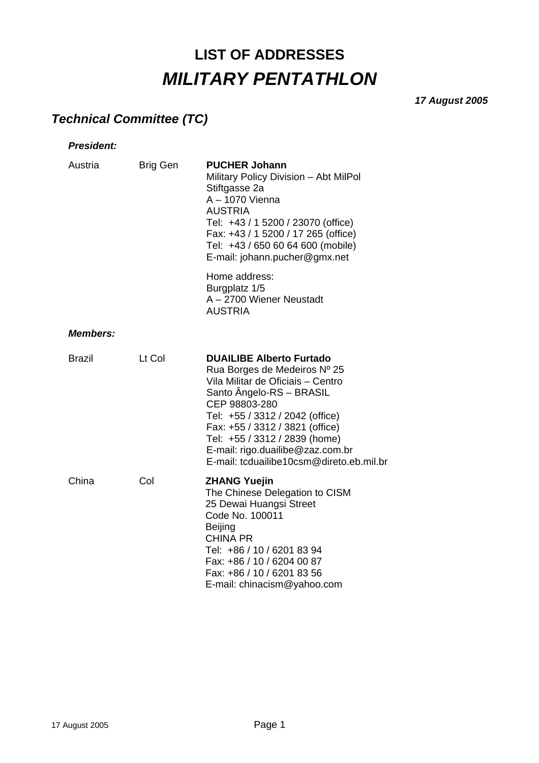# LIST OF ADDRESSES

# *MILITARY PENTATHLON*

***17 August 2005***

## *Technical Committee (TC)*

***President:***

| | | |
|---|---|---|
| Austria | Brig Gen | **PUCHER Johann**<br>Military Policy Division – Abt MilPol<br>Stiftgasse 2a<br>A – 1070 Vienna<br>AUSTRIA<br>Tel: +43 / 1 5200 / 23070 (office)<br>Fax: +43 / 1 5200 / 17 265 (office)<br>Tel: +43 / 650 60 64 600 (mobile)<br>E-mail: johann.pucher@gmx.net<br><br>Home address:<br>Burgplatz 1/5<br>A – 2700 Wiener Neustadt<br>AUSTRIA |

***Members:***

| | | |
|---|---|---|
| Brazil | Lt Col | **DUAILIBE Alberto Furtado**<br>Rua Borges de Medeiros Nº 25<br>Vila Militar de Oficiais – Centro<br>Santo Ângelo-RS – BRASIL<br>CEP 98803-280<br>Tel: +55 / 3312 / 2042 (office)<br>Fax: +55 / 3312 / 3821 (office)<br>Tel: +55 / 3312 / 2839 (home)<br>E-mail: rigo.duailibe@zaz.com.br<br>E-mail: tcduailibe10csm@direto.eb.mil.br |
| China | Col | **ZHANG Yuejin**<br>The Chinese Delegation to CISM<br>25 Dewai Huangsi Street<br>Code No. 100011<br>Beijing<br>CHINA PR<br>Tel: +86 / 10 / 6201 83 94<br>Fax: +86 / 10 / 6204 00 87<br>Fax: +86 / 10 / 6201 83 56<br>E-mail: chinacism@yahoo.com |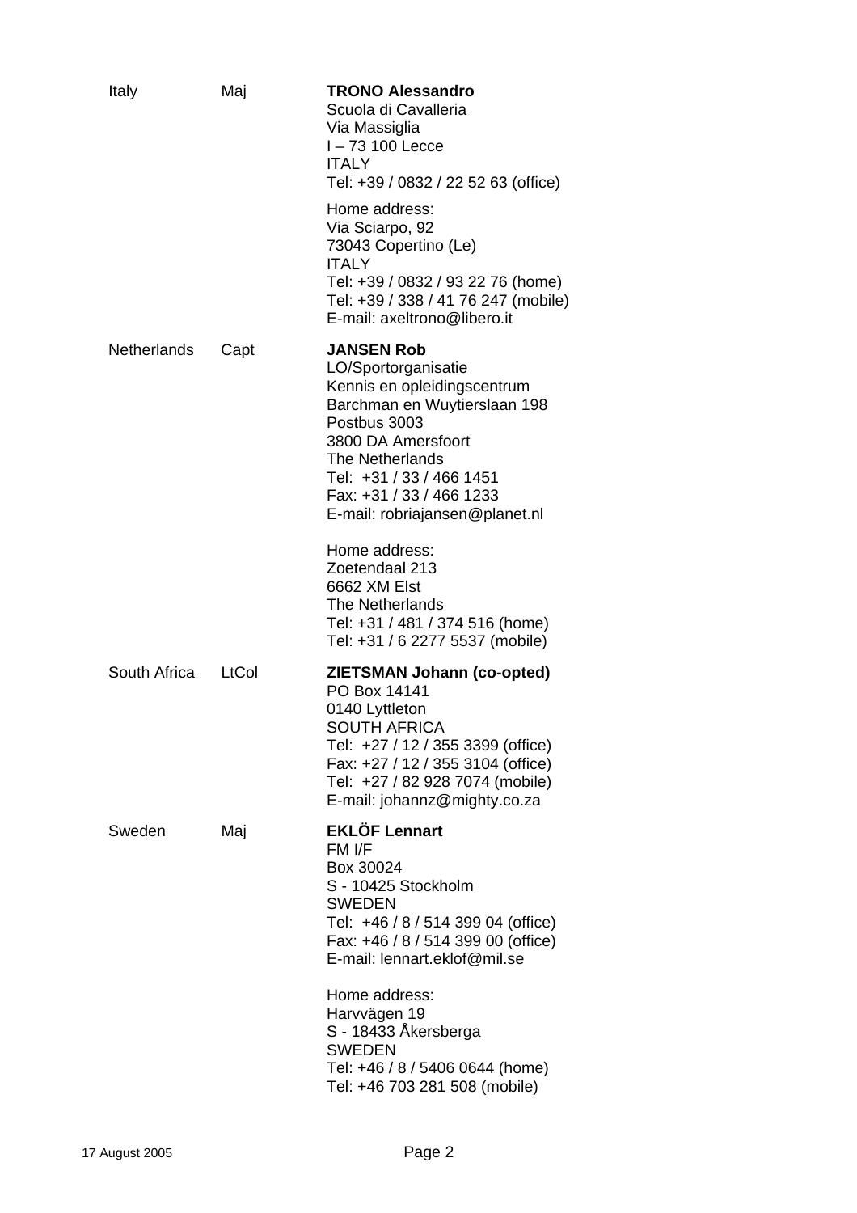| | | |
|---|---|---|
| Italy | Maj | **TRONO Alessandro**<br>Scuola di Cavalleria<br>Via Massiglia<br>I – 73 100 Lecce<br>ITALY<br>Tel: +39 / 0832 / 22 52 63 (office)<br><br>Home address:<br>Via Sciarpo, 92<br>73043 Copertino (Le)<br>ITALY<br>Tel: +39 / 0832 / 93 22 76 (home)<br>Tel: +39 / 338 / 41 76 247 (mobile)<br>E-mail: axeltrono@libero.it |
| Netherlands | Capt | **JANSEN Rob**<br>LO/Sportorganisatie<br>Kennis en opleidingscentrum<br>Barchman en Wuytierslaan 198<br>Postbus 3003<br>3800 DA Amersfoort<br>The Netherlands<br>Tel: +31 / 33 / 466 1451<br>Fax: +31 / 33 / 466 1233<br>E-mail: robriajansen@planet.nl<br><br>Home address:<br>Zoetendaal 213<br>6662 XM Elst<br>The Netherlands<br>Tel: +31 / 481 / 374 516 (home)<br>Tel: +31 / 6 2277 5537 (mobile) |
| South Africa | LtCol | **ZIETSMAN Johann (co-opted)**<br>PO Box 14141<br>0140 Lyttleton<br>SOUTH AFRICA<br>Tel: +27 / 12 / 355 3399 (office)<br>Fax: +27 / 12 / 355 3104 (office)<br>Tel: +27 / 82 928 7074 (mobile)<br>E-mail: johannz@mighty.co.za |
| Sweden | Maj | **EKLÖF Lennart**<br>FM I/F<br>Box 30024<br>S - 10425 Stockholm<br>SWEDEN<br>Tel: +46 / 8 / 514 399 04 (office)<br>Fax: +46 / 8 / 514 399 00 (office)<br>E-mail: lennart.eklof@mil.se<br><br>Home address:<br>Harvvägen 19<br>S - 18433 Åkersberga<br>SWEDEN<br>Tel: +46 / 8 / 5406 0644 (home)<br>Tel: +46 703 281 508 (mobile) |

17 August 2005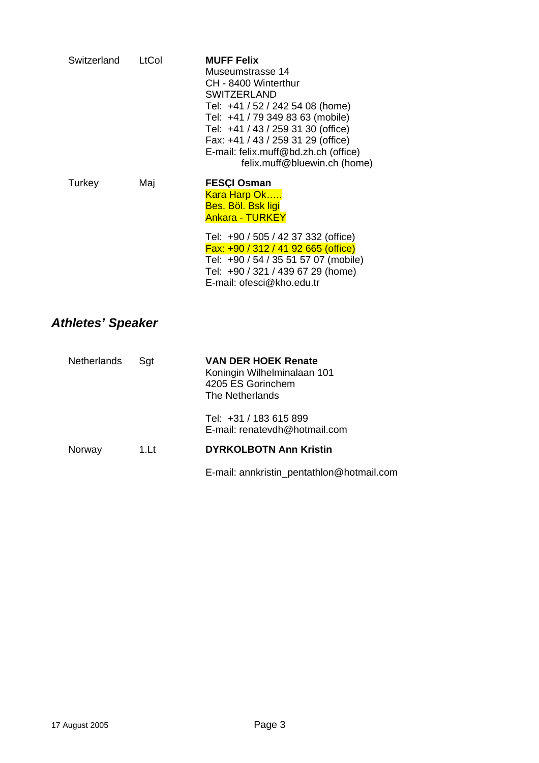| | | |
|---|---|---|
| Switzerland | LtCol | **MUFF Felix**<br>Museumstrasse 14<br>CH - 8400 Winterthur<br>SWITZERLAND<br>Tel: +41 / 52 / 242 54 08 (home)<br>Tel: +41 / 79 349 83 63 (mobile)<br>Tel: +41 / 43 / 259 31 30 (office)<br>Fax: +41 / 43 / 259 31 29 (office)<br>E-mail: felix.muff@bd.zh.ch (office)<br>felix.muff@bluewin.ch (home) |
| Turkey | Maj | **FESÇI Osman**<br>Kara Harp Ok…..<br>Bes. Böl. Bsk ligi<br>Ankara - TURKEY<br><br>Tel: +90 / 505 / 42 37 332 (office)<br>Fax: +90 / 312 / 41 92 665 (office)<br>Tel: +90 / 54 / 35 51 57 07 (mobile)<br>Tel: +90 / 321 / 439 67 29 (home)<br>E-mail: ofesci@kho.edu.tr |

## *Athletes' Speaker*

| | | |
|---|---|---|
| Netherlands | Sgt | **VAN DER HOEK Renate**<br>Koningin Wilhelminalaan 101<br>4205 ES Gorinchem<br>The Netherlands<br><br>Tel: +31 / 183 615 899<br>E-mail: renatevdh@hotmail.com |
| Norway | 1.Lt | **DYRKOLBOTN Ann Kristin**<br><br>E-mail: annkristin_pentathlon@hotmail.com |

17 August 2005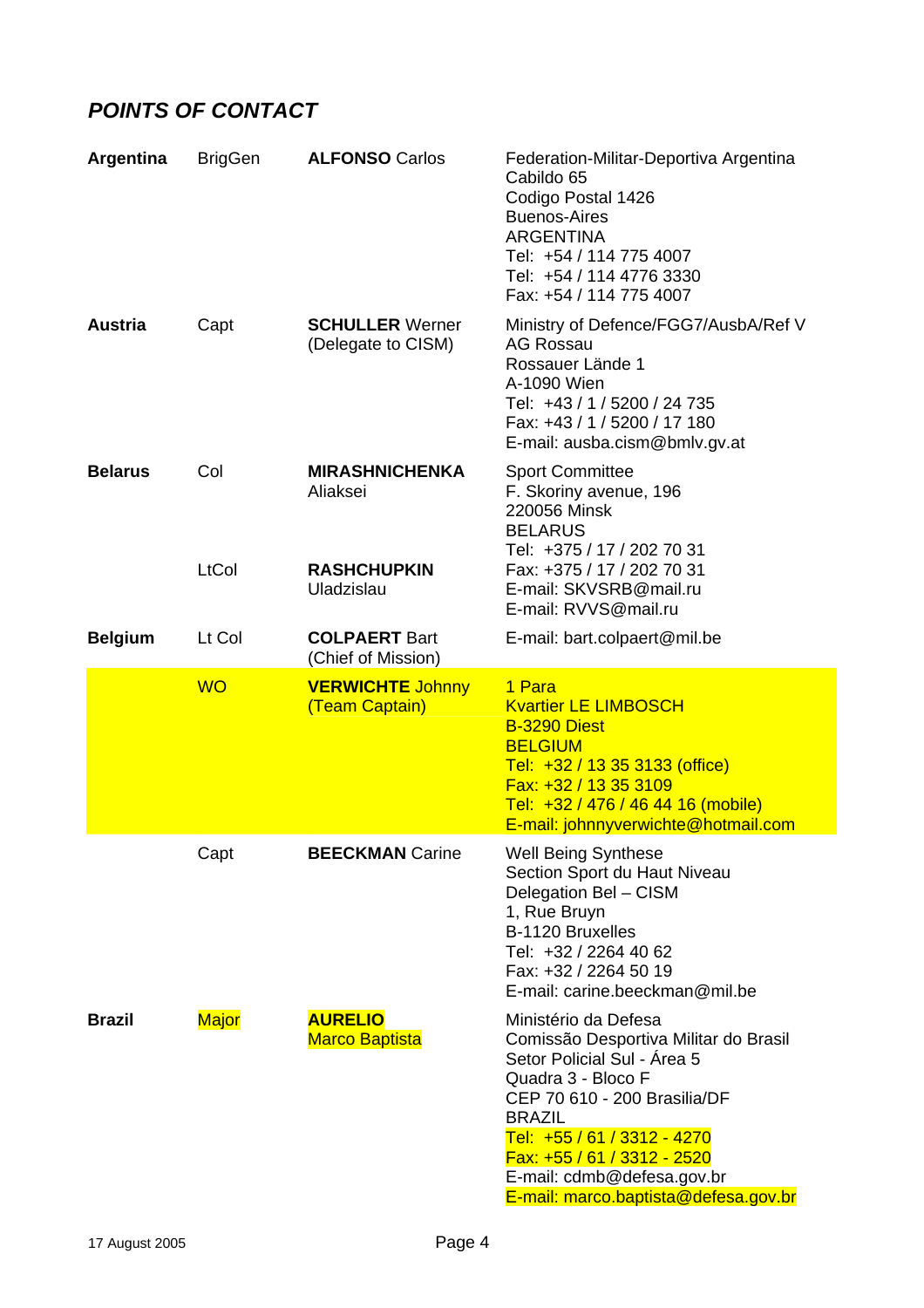## *POINTS OF CONTACT*

| Country | Rank | Name | Contact |
|---|---|---|---|
| **Argentina** | BrigGen | **ALFONSO** Carlos | Federation-Militar-Deportiva Argentina<br>Cabildo 65<br>Codigo Postal 1426<br>Buenos-Aires<br>ARGENTINA<br>Tel: +54 / 114 775 4007<br>Tel: +54 / 114 4776 3330<br>Fax: +54 / 114 775 4007 |
| **Austria** | Capt | **SCHULLER** Werner<br>(Delegate to CISM) | Ministry of Defence/FGG7/AusbA/Ref V<br>AG Rossau<br>Rossauer Lände 1<br>A-1090 Wien<br>Tel: +43 / 1 / 5200 / 24 735<br>Fax: +43 / 1 / 5200 / 17 180<br>E-mail: ausba.cism@bmlv.gv.at |
| **Belarus** | Col | **MIRASHNICHENKA** Aliaksei | Sport Committee<br>F. Skoriny avenue, 196<br>220056 Minsk<br>BELARUS<br>Tel: +375 / 17 / 202 70 31<br>Fax: +375 / 17 / 202 70 31<br>E-mail: SKVSRB@mail.ru<br>E-mail: RVVS@mail.ru |
| | LtCol | **RASHCHUPKIN** Uladzislau | |
| **Belgium** | Lt Col | **COLPAERT** Bart<br>(Chief of Mission) | E-mail: bart.colpaert@mil.be |
| | WO | **VERWICHTE** Johnny<br>(Team Captain) | 1 Para<br>Kvartier LE LIMBOSCH<br>B-3290 Diest<br>BELGIUM<br>Tel: +32 / 13 35 3133 (office)<br>Fax: +32 / 13 35 3109<br>Tel: +32 / 476 / 46 44 16 (mobile)<br>E-mail: johnnyverwichte@hotmail.com |
| | Capt | **BEECKMAN** Carine | Well Being Synthese<br>Section Sport du Haut Niveau<br>Delegation Bel – CISM<br>1, Rue Bruyn<br>B-1120 Bruxelles<br>Tel: +32 / 2264 40 62<br>Fax: +32 / 2264 50 19<br>E-mail: carine.beeckman@mil.be |
| **Brazil** | Major | **AURELIO**<br>Marco Baptista | Ministério da Defesa<br>Comissão Desportiva Militar do Brasil<br>Setor Policial Sul - Área 5<br>Quadra 3 - Bloco F<br>CEP 70 610 - 200 Brasilia/DF<br>BRAZIL<br>Tel: +55 / 61 / 3312 - 4270<br>Fax: +55 / 61 / 3312 - 2520<br>E-mail: cdmb@defesa.gov.br<br>E-mail: marco.baptista@defesa.gov.br |

17 August 2005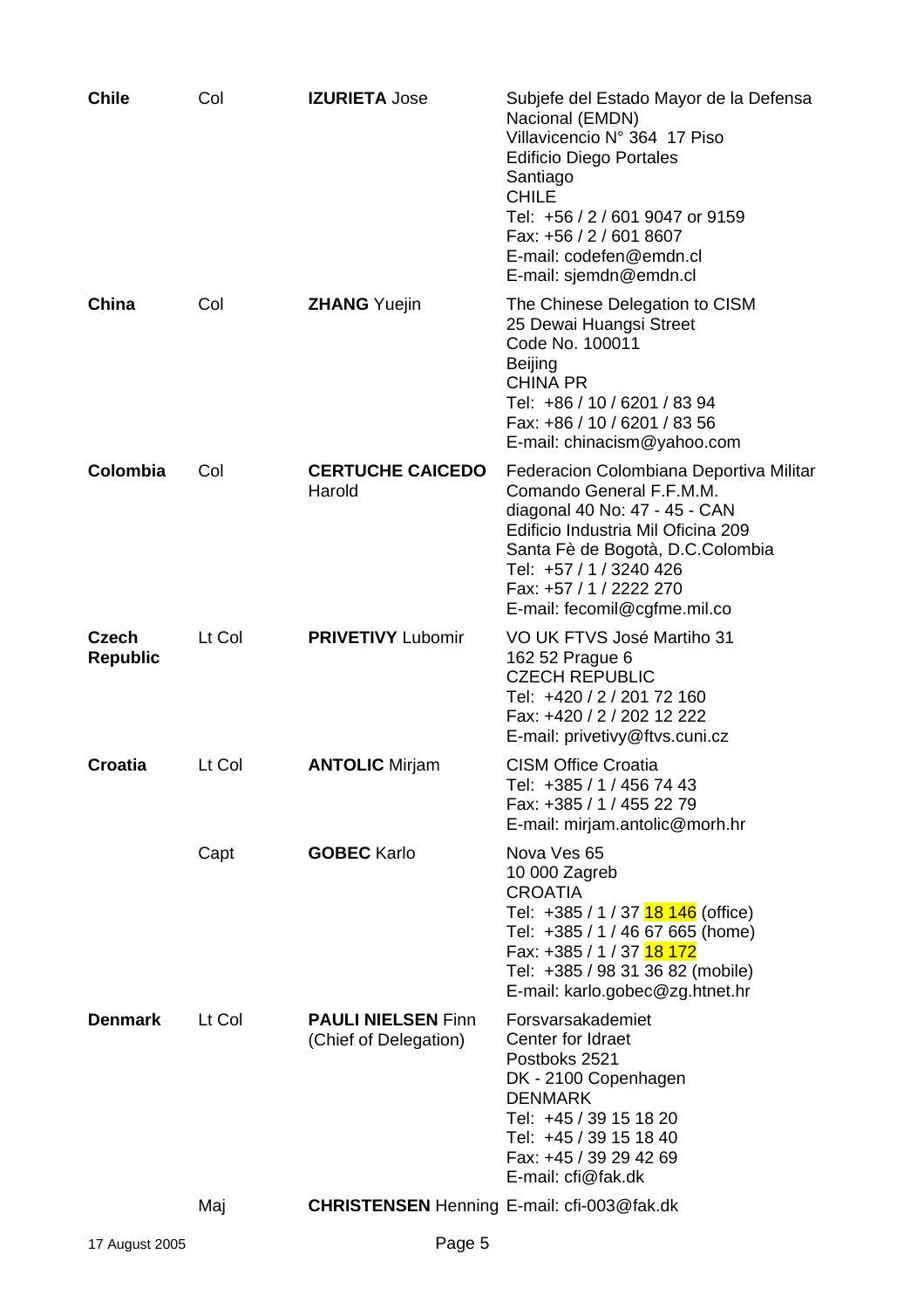| | | | |
|---|---|---|---|
| **Chile** | Col | **IZURIETA** Jose | Subjefe del Estado Mayor de la Defensa Nacional (EMDN)<br>Villavicencio N° 364 17 Piso<br>Edificio Diego Portales<br>Santiago<br>CHILE<br>Tel: +56 / 2 / 601 9047 or 9159<br>Fax: +56 / 2 / 601 8607<br>E-mail: codefen@emdn.cl<br>E-mail: sjemdn@emdn.cl |
| **China** | Col | **ZHANG** Yuejin | The Chinese Delegation to CISM<br>25 Dewai Huangsi Street<br>Code No. 100011<br>Beijing<br>CHINA PR<br>Tel: +86 / 10 / 6201 / 83 94<br>Fax: +86 / 10 / 6201 / 83 56<br>E-mail: chinacism@yahoo.com |
| **Colombia** | Col | **CERTUCHE CAICEDO** Harold | Federacion Colombiana Deportiva Militar<br>Comando General F.F.M.M.<br>diagonal 40 No: 47 - 45 - CAN<br>Edificio Industria Mil Oficina 209<br>Santa Fè de Bogotà, D.C.Colombia<br>Tel: +57 / 1 / 3240 426<br>Fax: +57 / 1 / 2222 270<br>E-mail: fecomil@cgfme.mil.co |
| **Czech Republic** | Lt Col | **PRIVETIVY** Lubomir | VO UK FTVS José Martiho 31<br>162 52 Prague 6<br>CZECH REPUBLIC<br>Tel: +420 / 2 / 201 72 160<br>Fax: +420 / 2 / 202 12 222<br>E-mail: privetivy@ftvs.cuni.cz |
| **Croatia** | Lt Col | **ANTOLIC** Mirjam | CISM Office Croatia<br>Tel: +385 / 1 / 456 74 43<br>Fax: +385 / 1 / 455 22 79<br>E-mail: mirjam.antolic@morh.hr |
| | Capt | **GOBEC** Karlo | Nova Ves 65<br>10 000 Zagreb<br>CROATIA<br>Tel: +385 / 1 / 37 18 146 (office)<br>Tel: +385 / 1 / 46 67 665 (home)<br>Fax: +385 / 1 / 37 18 172<br>Tel: +385 / 98 31 36 82 (mobile)<br>E-mail: karlo.gobec@zg.htnet.hr |
| **Denmark** | Lt Col | **PAULI NIELSEN** Finn (Chief of Delegation) | Forsvarsakademiet<br>Center for Idraet<br>Postboks 2521<br>DK - 2100 Copenhagen<br>DENMARK<br>Tel: +45 / 39 15 18 20<br>Tel: +45 / 39 15 18 40<br>Fax: +45 / 39 29 42 69<br>E-mail: cfi@fak.dk |
| | Maj | **CHRISTENSEN** Henning | E-mail: cfi-003@fak.dk |

17 August 2005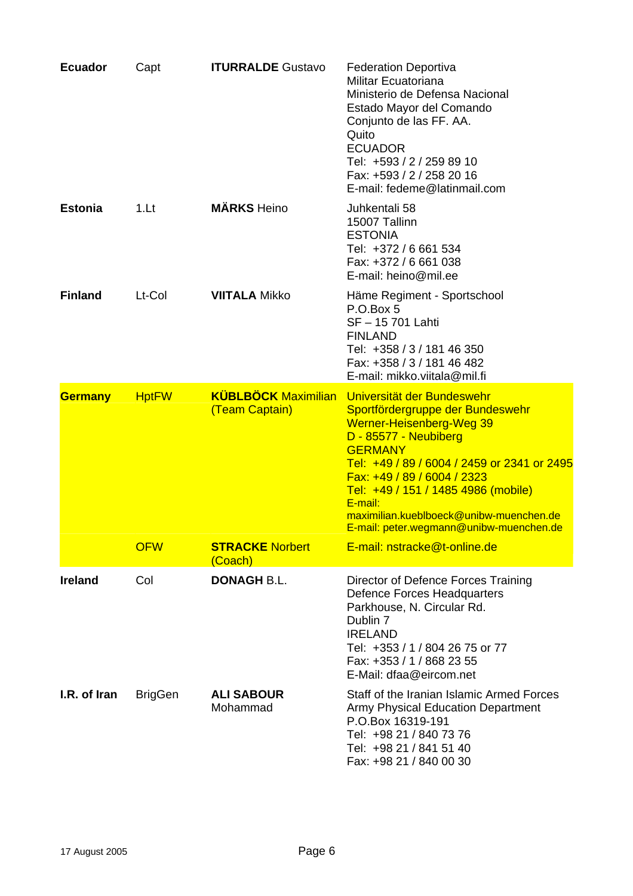| | | | |
|---|---|---|---|
| **Ecuador** | Capt | **ITURRALDE** Gustavo | Federation Deportiva<br>Militar Ecuatoriana<br>Ministerio de Defensa Nacional<br>Estado Mayor del Comando<br>Conjunto de las FF. AA.<br>Quito<br>ECUADOR<br>Tel: +593 / 2 / 259 89 10<br>Fax: +593 / 2 / 258 20 16<br>E-mail: fedeme@latinmail.com |
| **Estonia** | 1.Lt | **MÄRKS** Heino | Juhkentali 58<br>15007 Tallinn<br>ESTONIA<br>Tel: +372 / 6 661 534<br>Fax: +372 / 6 661 038<br>E-mail: heino@mil.ee |
| **Finland** | Lt-Col | **VIITALA** Mikko | Häme Regiment - Sportschool<br>P.O.Box 5<br>SF – 15 701 Lahti<br>FINLAND<br>Tel: +358 / 3 / 181 46 350<br>Fax: +358 / 3 / 181 46 482<br>E-mail: mikko.viitala@mil.fi |
| **Germany** | HptFW | **KÜBLBÖCK** Maximilian (Team Captain) | Universität der Bundeswehr<br>Sportfördergruppe der Bundeswehr<br>Werner-Heisenberg-Weg 39<br>D - 85577 - Neubiberg<br>GERMANY<br>Tel: +49 / 89 / 6004 / 2459 or 2341 or 2495<br>Fax: +49 / 89 / 6004 / 2323<br>Tel: +49 / 151 / 1485 4986 (mobile)<br>E-mail:<br>maximilian.kueblboeck@unibw-muenchen.de<br>E-mail: peter.wegmann@unibw-muenchen.de |
| | OFW | **STRACKE** Norbert (Coach) | E-mail: nstracke@t-online.de |
| **Ireland** | Col | **DONAGH** B.L. | Director of Defence Forces Training<br>Defence Forces Headquarters<br>Parkhouse, N. Circular Rd.<br>Dublin 7<br>IRELAND<br>Tel: +353 / 1 / 804 26 75 or 77<br>Fax: +353 / 1 / 868 23 55<br>E-Mail: dfaa@eircom.net |
| **I.R. of Iran** | BrigGen | **ALI SABOUR** Mohammad | Staff of the Iranian Islamic Armed Forces<br>Army Physical Education Department<br>P.O.Box 16319-191<br>Tel: +98 21 / 840 73 76<br>Tel: +98 21 / 841 51 40<br>Fax: +98 21 / 840 00 30 |

17 August 2005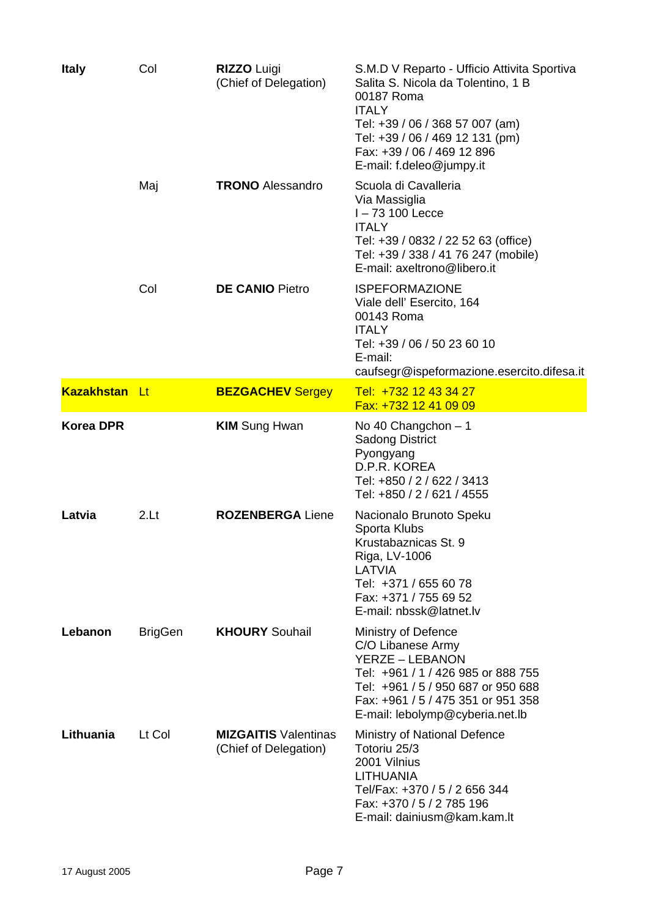| | | | |
|---|---|---|---|
| **Italy** | Col | **RIZZO** Luigi<br>(Chief of Delegation) | S.M.D V Reparto - Ufficio Attivita Sportiva<br>Salita S. Nicola da Tolentino, 1 B<br>00187 Roma<br>ITALY<br>Tel: +39 / 06 / 368 57 007 (am)<br>Tel: +39 / 06 / 469 12 131 (pm)<br>Fax: +39 / 06 / 469 12 896<br>E-mail: f.deleo@jumpy.it |
| | Maj | **TRONO** Alessandro | Scuola di Cavalleria<br>Via Massiglia<br>I – 73 100 Lecce<br>ITALY<br>Tel: +39 / 0832 / 22 52 63 (office)<br>Tel: +39 / 338 / 41 76 247 (mobile)<br>E-mail: axeltrono@libero.it |
| | Col | **DE CANIO** Pietro | ISPEFORMAZIONE<br>Viale dell' Esercito, 164<br>00143 Roma<br>ITALY<br>Tel: +39 / 06 / 50 23 60 10<br>E-mail:<br>caufsegr@ispeformazione.esercito.difesa.it |
| **Kazakhstan** | Lt | **BEZGACHEV** Sergey | Tel: +732 12 43 34 27<br>Fax: +732 12 41 09 09 |
| **Korea DPR** | | **KIM** Sung Hwan | No 40 Changchon – 1<br>Sadong District<br>Pyongyang<br>D.P.R. KOREA<br>Tel: +850 / 2 / 622 / 3413<br>Tel: +850 / 2 / 621 / 4555 |
| **Latvia** | 2.Lt | **ROZENBERGA** Liene | Nacionalo Brunoto Speku<br>Sporta Klubs<br>Krustabaznicas St. 9<br>Riga, LV-1006<br>LATVIA<br>Tel: +371 / 655 60 78<br>Fax: +371 / 755 69 52<br>E-mail: nbssk@latnet.lv |
| **Lebanon** | BrigGen | **KHOURY** Souhail | Ministry of Defence<br>C/O Libanese Army<br>YERZE – LEBANON<br>Tel: +961 / 1 / 426 985 or 888 755<br>Tel: +961 / 5 / 950 687 or 950 688<br>Fax: +961 / 5 / 475 351 or 951 358<br>E-mail: lebolymp@cyberia.net.lb |
| **Lithuania** | Lt Col | **MIZGAITIS** Valentinas<br>(Chief of Delegation) | Ministry of National Defence<br>Totoriu 25/3<br>2001 Vilnius<br>LITHUANIA<br>Tel/Fax: +370 / 5 / 2 656 344<br>Fax: +370 / 5 / 2 785 196<br>E-mail: dainiusm@kam.kam.lt |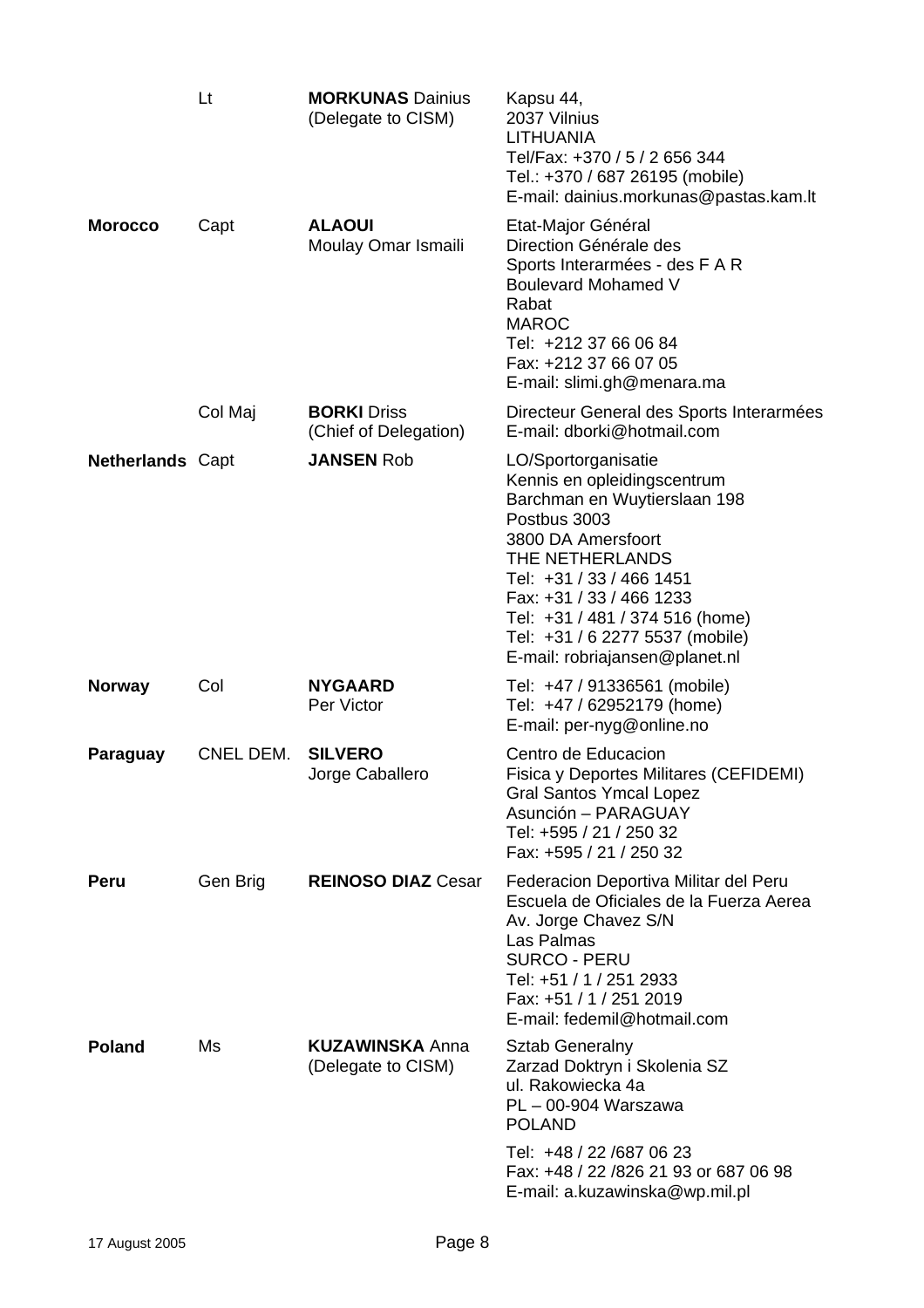| | | | |
|---|---|---|---|
| | Lt | **MORKUNAS** Dainius (Delegate to CISM) | Kapsu 44,<br>2037 Vilnius<br>LITHUANIA<br>Tel/Fax: +370 / 5 / 2 656 344<br>Tel.: +370 / 687 26195 (mobile)<br>E-mail: dainius.morkunas@pastas.kam.lt |
| **Morocco** | Capt | **ALAOUI** Moulay Omar Ismaili | Etat-Major Général<br>Direction Générale des Sports Interarmées - des F A R<br>Boulevard Mohamed V<br>Rabat<br>MAROC<br>Tel: +212 37 66 06 84<br>Fax: +212 37 66 07 05<br>E-mail: slimi.gh@menara.ma |
| | Col Maj | **BORKI** Driss (Chief of Delegation) | Directeur General des Sports Interarmées<br>E-mail: dborki@hotmail.com |
| **Netherlands** | Capt | **JANSEN** Rob | LO/Sportorganisatie<br>Kennis en opleidingscentrum<br>Barchman en Wuytierslaan 198<br>Postbus 3003<br>3800 DA Amersfoort<br>THE NETHERLANDS<br>Tel: +31 / 33 / 466 1451<br>Fax: +31 / 33 / 466 1233<br>Tel: +31 / 481 / 374 516 (home)<br>Tel: +31 / 6 2277 5537 (mobile)<br>E-mail: robriajansen@planet.nl |
| **Norway** | Col | **NYGAARD** Per Victor | Tel: +47 / 91336561 (mobile)<br>Tel: +47 / 62952179 (home)<br>E-mail: per-nyg@online.no |
| **Paraguay** | CNEL DEM. | **SILVERO** Jorge Caballero | Centro de Educacion Fisica y Deportes Militares (CEFIDEMI)<br>Gral Santos Ymcal Lopez<br>Asunción – PARAGUAY<br>Tel: +595 / 21 / 250 32<br>Fax: +595 / 21 / 250 32 |
| **Peru** | Gen Brig | **REINOSO DIAZ** Cesar | Federacion Deportiva Militar del Peru<br>Escuela de Oficiales de la Fuerza Aerea<br>Av. Jorge Chavez S/N<br>Las Palmas<br>SURCO - PERU<br>Tel: +51 / 1 / 251 2933<br>Fax: +51 / 1 / 251 2019<br>E-mail: fedemil@hotmail.com |
| **Poland** | Ms | **KUZAWINSKA** Anna (Delegate to CISM) | Sztab Generalny<br>Zarzad Doktryn i Skolenia SZ<br>ul. Rakowiecka 4a<br>PL – 00-904 Warszawa<br>POLAND<br>Tel: +48 / 22 /687 06 23<br>Fax: +48 / 22 /826 21 93 or 687 06 98<br>E-mail: a.kuzawinska@wp.mil.pl |

17 August 2005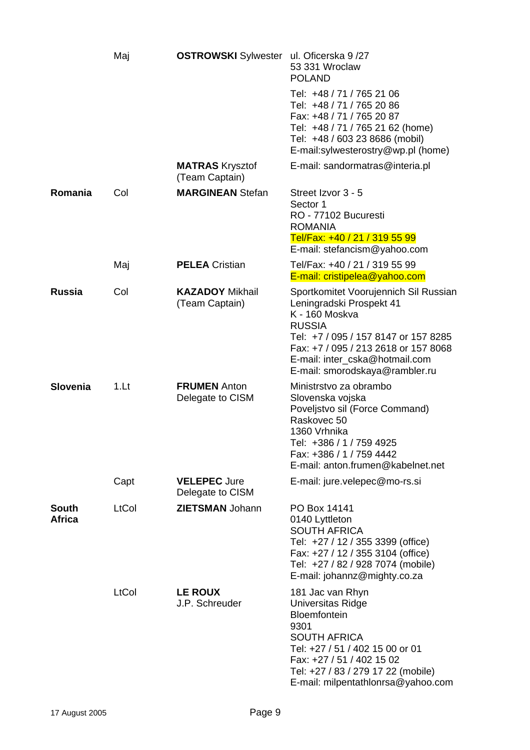| Country | Rank | Name | Address |
|---|---|---|---|
| | Maj | **OSTROWSKI** Sylwester | ul. Oficerska 9 /27<br>53 331 Wroclaw<br>POLAND<br>Tel: +48 / 71 / 765 21 06<br>Tel: +48 / 71 / 765 20 86<br>Fax: +48 / 71 / 765 20 87<br>Tel: +48 / 71 / 765 21 62 (home)<br>Tel: +48 / 603 23 8686 (mobil)<br>E-mail:sylwesterostry@wp.pl (home) |
| | | **MATRAS** Krysztof<br>(Team Captain) | E-mail: sandormatras@interia.pl |
| **Romania** | Col | **MARGINEAN** Stefan | Street Izvor 3 - 5<br>Sector 1<br>RO - 77102 Bucuresti<br>ROMANIA<br>Tel/Fax: +40 / 21 / 319 55 99<br>E-mail: stefancism@yahoo.com |
| | Maj | **PELEA** Cristian | Tel/Fax: +40 / 21 / 319 55 99<br>E-mail: cristipelea@yahoo.com |
| **Russia** | Col | **KAZADOY** Mikhail<br>(Team Captain) | Sportkomitet Voorujennich Sil Russian<br>Leningradski Prospekt 41<br>K - 160 Moskva<br>RUSSIA<br>Tel: +7 / 095 / 157 8147 or 157 8285<br>Fax: +7 / 095 / 213 2618 or 157 8068<br>E-mail: inter_cska@hotmail.com<br>E-mail: smorodskaya@rambler.ru |
| **Slovenia** | 1.Lt | **FRUMEN** Anton<br>Delegate to CISM | Ministrstvo za obrambo<br>Slovenska vojska<br>Poveljstvo sil (Force Command)<br>Raskovec 50<br>1360 Vrhnika<br>Tel: +386 / 1 / 759 4925<br>Fax: +386 / 1 / 759 4442<br>E-mail: anton.frumen@kabelnet.net |
| | Capt | **VELEPEC** Jure<br>Delegate to CISM | E-mail: jure.velepec@mo-rs.si |
| **South Africa** | LtCol | **ZIETSMAN** Johann | PO Box 14141<br>0140 Lyttleton<br>SOUTH AFRICA<br>Tel: +27 / 12 / 355 3399 (office)<br>Fax: +27 / 12 / 355 3104 (office)<br>Tel: +27 / 82 / 928 7074 (mobile)<br>E-mail: johannz@mighty.co.za |
| | LtCol | **LE ROUX**<br>J.P. Schreuder | 181 Jac van Rhyn<br>Universitas Ridge<br>Bloemfontein<br>9301<br>SOUTH AFRICA<br>Tel: +27 / 51 / 402 15 00 or 01<br>Fax: +27 / 51 / 402 15 02<br>Tel: +27 / 83 / 279 17 22 (mobile)<br>E-mail: milpentathlonrsa@yahoo.com |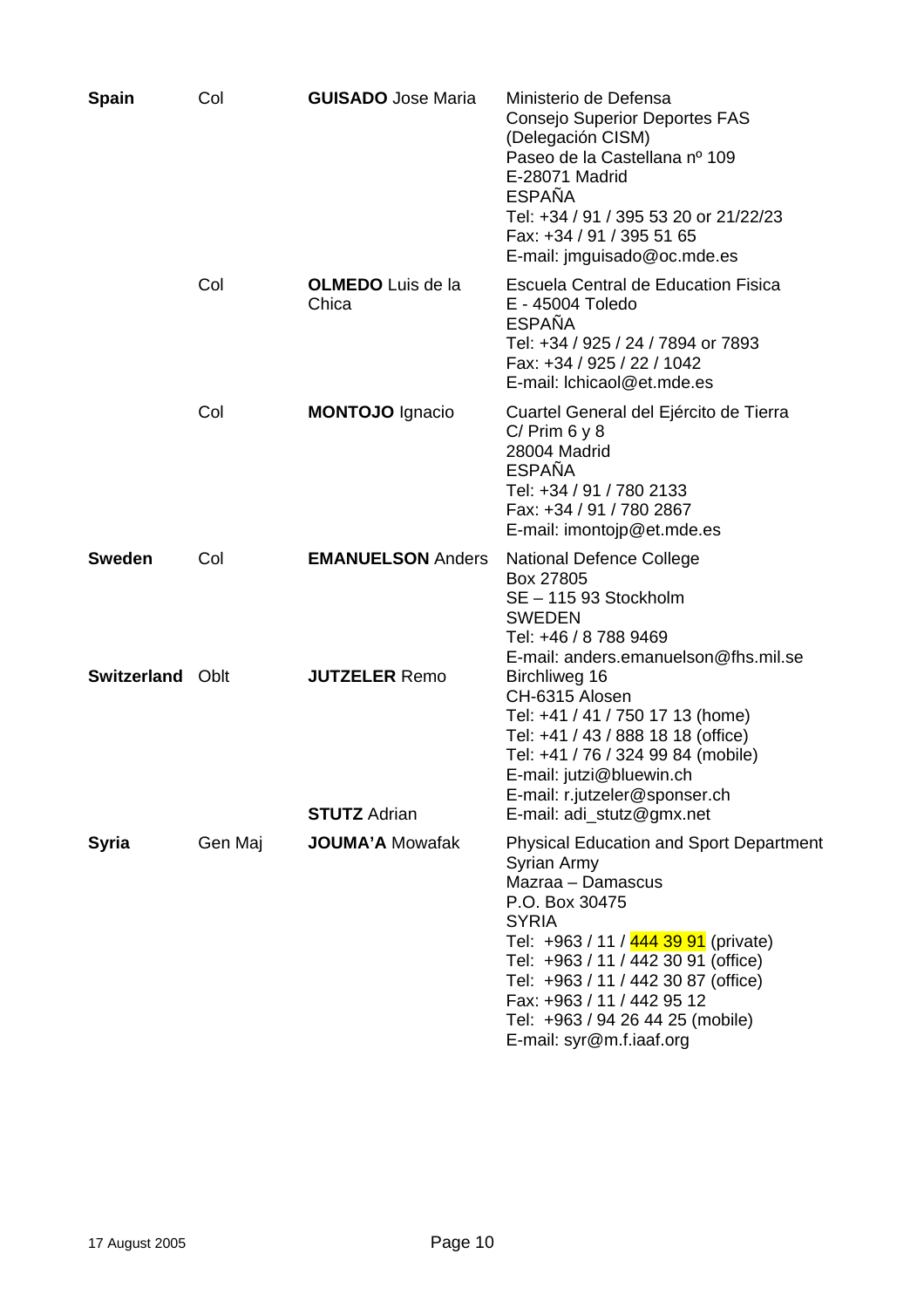| Country | Rank | Name | Address |
| --- | --- | --- | --- |
| **Spain** | Col | **GUISADO** Jose Maria | Ministerio de Defensa<br>Consejo Superior Deportes FAS<br>(Delegación CISM)<br>Paseo de la Castellana nº 109<br>E-28071 Madrid<br>ESPAÑA<br>Tel: +34 / 91 / 395 53 20 or 21/22/23<br>Fax: +34 / 91 / 395 51 65<br>E-mail: jmguisado@oc.mde.es |
| | Col | **OLMEDO** Luis de la Chica | Escuela Central de Education Fisica<br>E - 45004 Toledo<br>ESPAÑA<br>Tel: +34 / 925 / 24 / 7894 or 7893<br>Fax: +34 / 925 / 22 / 1042<br>E-mail: lchicaol@et.mde.es |
| | Col | **MONTOJO** Ignacio | Cuartel General del Ejército de Tierra<br>C/ Prim 6 y 8<br>28004 Madrid<br>ESPAÑA<br>Tel: +34 / 91 / 780 2133<br>Fax: +34 / 91 / 780 2867<br>E-mail: imontojp@et.mde.es |
| **Sweden** | Col | **EMANUELSON** Anders | National Defence College<br>Box 27805<br>SE – 115 93 Stockholm<br>SWEDEN<br>Tel: +46 / 8 788 9469<br>E-mail: anders.emanuelson@fhs.mil.se |
| **Switzerland** | Oblt | **JUTZELER** Remo | Birchliweg 16<br>CH-6315 Alosen<br>Tel: +41 / 41 / 750 17 13 (home)<br>Tel: +41 / 43 / 888 18 18 (office)<br>Tel: +41 / 76 / 324 99 84 (mobile)<br>E-mail: jutzi@bluewin.ch<br>E-mail: r.jutzeler@sponser.ch |
| | | **STUTZ** Adrian | E-mail: adi_stutz@gmx.net |
| **Syria** | Gen Maj | **JOUMA'A** Mowafak | Physical Education and Sport Department<br>Syrian Army<br>Mazraa – Damascus<br>P.O. Box 30475<br>SYRIA<br>Tel: +963 / 11 / 444 39 91 (private)<br>Tel: +963 / 11 / 442 30 91 (office)<br>Tel: +963 / 11 / 442 30 87 (office)<br>Fax: +963 / 11 / 442 95 12<br>Tel: +963 / 94 26 44 25 (mobile)<br>E-mail: syr@m.f.iaaf.org |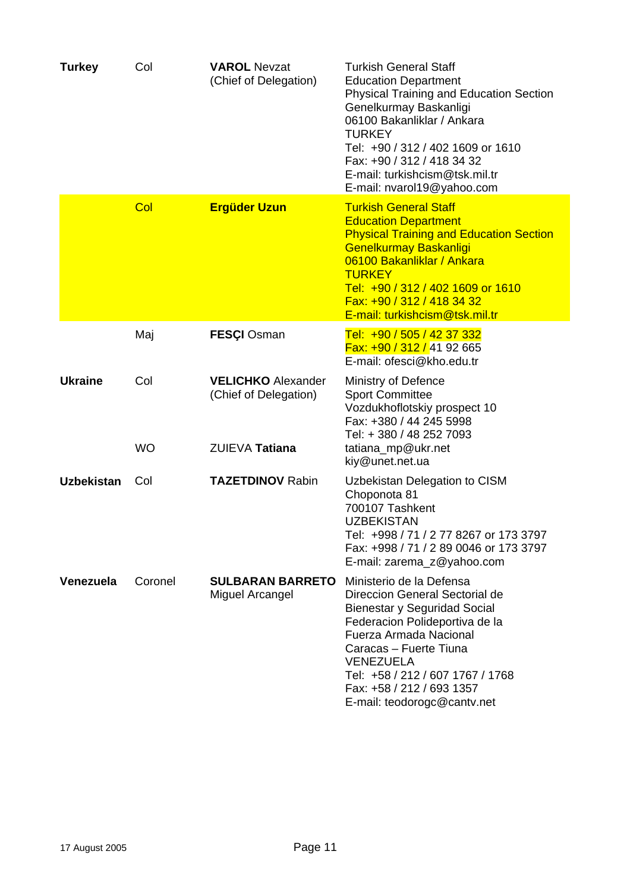| | | | |
|---|---|---|---|
| **Turkey** | Col | **VAROL** Nevzat<br>(Chief of Delegation) | Turkish General Staff<br>Education Department<br>Physical Training and Education Section<br>Genelkurmay Baskanligi<br>06100 Bakanliklar / Ankara<br>TURKEY<br>Tel: +90 / 312 / 402 1609 or 1610<br>Fax: +90 / 312 / 418 34 32<br>E-mail: turkishcism@tsk.mil.tr<br>E-mail: nvarol19@yahoo.com |
| | Col | **Ergüder Uzun** | Turkish General Staff<br>Education Department<br>Physical Training and Education Section<br>Genelkurmay Baskanligi<br>06100 Bakanliklar / Ankara<br>TURKEY<br>Tel: +90 / 312 / 402 1609 or 1610<br>Fax: +90 / 312 / 418 34 32<br>E-mail: turkishcism@tsk.mil.tr |
| | Maj | **FESÇI** Osman | Tel: +90 / 505 / 42 37 332<br>Fax: +90 / 312 / 41 92 665<br>E-mail: ofesci@kho.edu.tr |
| **Ukraine** | Col | **VELICHKO** Alexander<br>(Chief of Delegation) | Ministry of Defence<br>Sport Committee<br>Vozdukhoflotskiy prospect 10<br>Fax: +380 / 44 245 5998<br>Tel: + 380 / 48 252 7093 |
| | WO | ZUIEVA **Tatiana** | tatiana_mp@ukr.net<br>kiy@unet.net.ua |
| **Uzbekistan** | Col | **TAZETDINOV** Rabin | Uzbekistan Delegation to CISM<br>Choponota 81<br>700107 Tashkent<br>UZBEKISTAN<br>Tel: +998 / 71 / 2 77 8267 or 173 3797<br>Fax: +998 / 71 / 2 89 0046 or 173 3797<br>E-mail: zarema_z@yahoo.com |
| **Venezuela** | Coronel | **SULBARAN BARRETO** Miguel Arcangel | Ministerio de la Defensa<br>Direccion General Sectorial de Bienestar y Seguridad Social<br>Federacion Polideportiva de la Fuerza Armada Nacional<br>Caracas – Fuerte Tiuna<br>VENEZUELA<br>Tel: +58 / 212 / 607 1767 / 1768<br>Fax: +58 / 212 / 693 1357<br>E-mail: teodorogc@cantv.net |

17 August 2005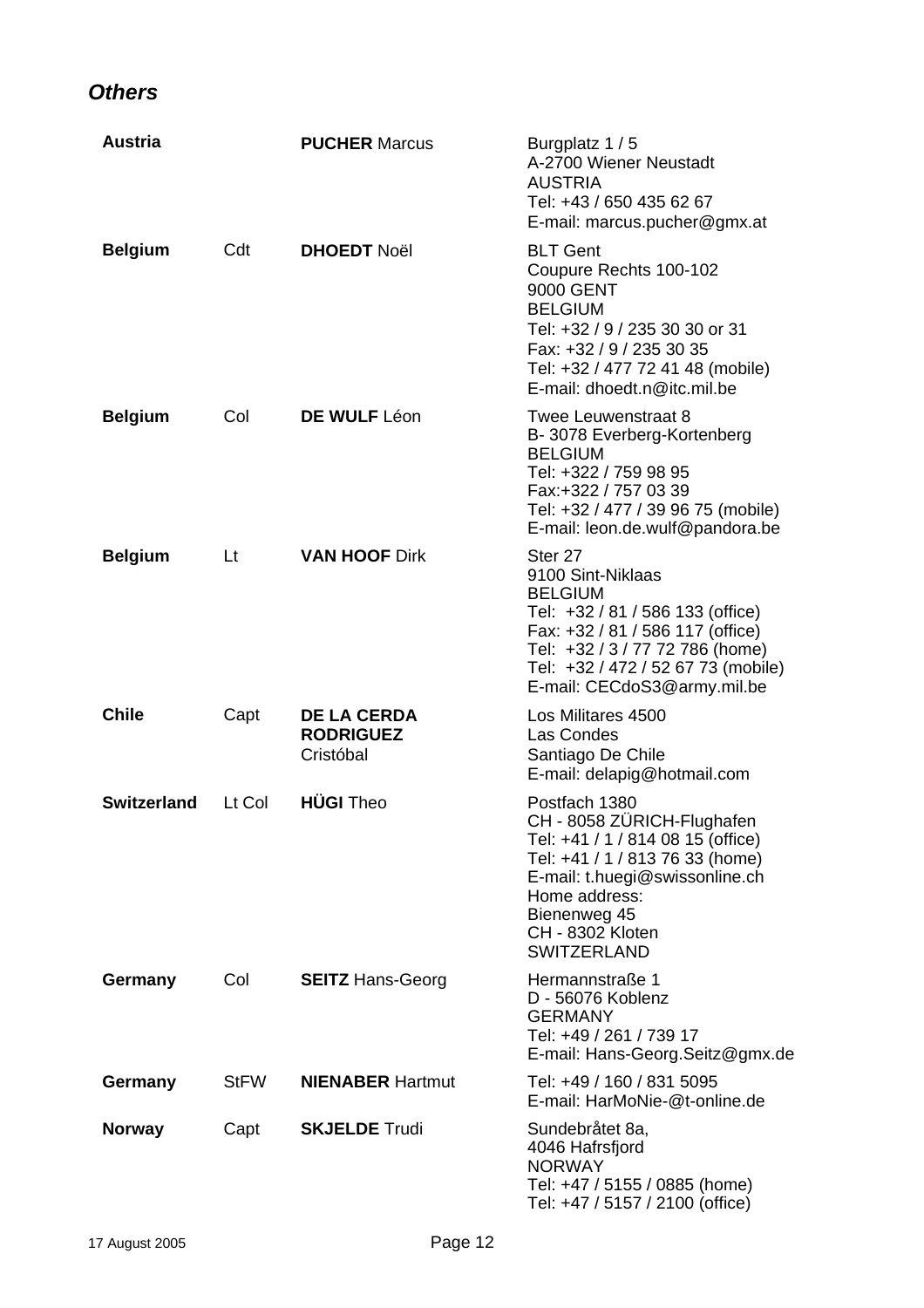## *Others*

| Country | Rank | Name | Address |
|---|---|---|---|
| **Austria** | | **PUCHER** Marcus | Burgplatz 1 / 5<br>A-2700 Wiener Neustadt<br>AUSTRIA<br>Tel: +43 / 650 435 62 67<br>E-mail: marcus.pucher@gmx.at |
| **Belgium** | Cdt | **DHOEDT** Noël | BLT Gent<br>Coupure Rechts 100-102<br>9000 GENT<br>BELGIUM<br>Tel: +32 / 9 / 235 30 30 or 31<br>Fax: +32 / 9 / 235 30 35<br>Tel: +32 / 477 72 41 48 (mobile)<br>E-mail: dhoedt.n@itc.mil.be |
| **Belgium** | Col | **DE WULF** Léon | Twee Leuwenstraat 8<br>B- 3078 Everberg-Kortenberg<br>BELGIUM<br>Tel: +322 / 759 98 95<br>Fax:+322 / 757 03 39<br>Tel: +32 / 477 / 39 96 75 (mobile)<br>E-mail: leon.de.wulf@pandora.be |
| **Belgium** | Lt | **VAN HOOF** Dirk | Ster 27<br>9100 Sint-Niklaas<br>BELGIUM<br>Tel: +32 / 81 / 586 133 (office)<br>Fax: +32 / 81 / 586 117 (office)<br>Tel: +32 / 3 / 77 72 786 (home)<br>Tel: +32 / 472 / 52 67 73 (mobile)<br>E-mail: CECdoS3@army.mil.be |
| **Chile** | Capt | **DE LA CERDA RODRIGUEZ** Cristóbal | Los Militares 4500<br>Las Condes<br>Santiago De Chile<br>E-mail: delapig@hotmail.com |
| **Switzerland** | Lt Col | **HÜGI** Theo | Postfach 1380<br>CH - 8058 ZÜRICH-Flughafen<br>Tel: +41 / 1 / 814 08 15 (office)<br>Tel: +41 / 1 / 813 76 33 (home)<br>E-mail: t.huegi@swissonline.ch<br>Home address:<br>Bienenweg 45<br>CH - 8302 Kloten<br>SWITZERLAND |
| **Germany** | Col | **SEITZ** Hans-Georg | Hermannstraße 1<br>D - 56076 Koblenz<br>GERMANY<br>Tel: +49 / 261 / 739 17<br>E-mail: Hans-Georg.Seitz@gmx.de |
| **Germany** | StFW | **NIENABER** Hartmut | Tel: +49 / 160 / 831 5095<br>E-mail: HarMoNie-@t-online.de |
| **Norway** | Capt | **SKJELDE** Trudi | Sundebråtet 8a,<br>4046 Hafrsfjord<br>NORWAY<br>Tel: +47 / 5155 / 0885 (home)<br>Tel: +47 / 5157 / 2100 (office) |

17 August 2005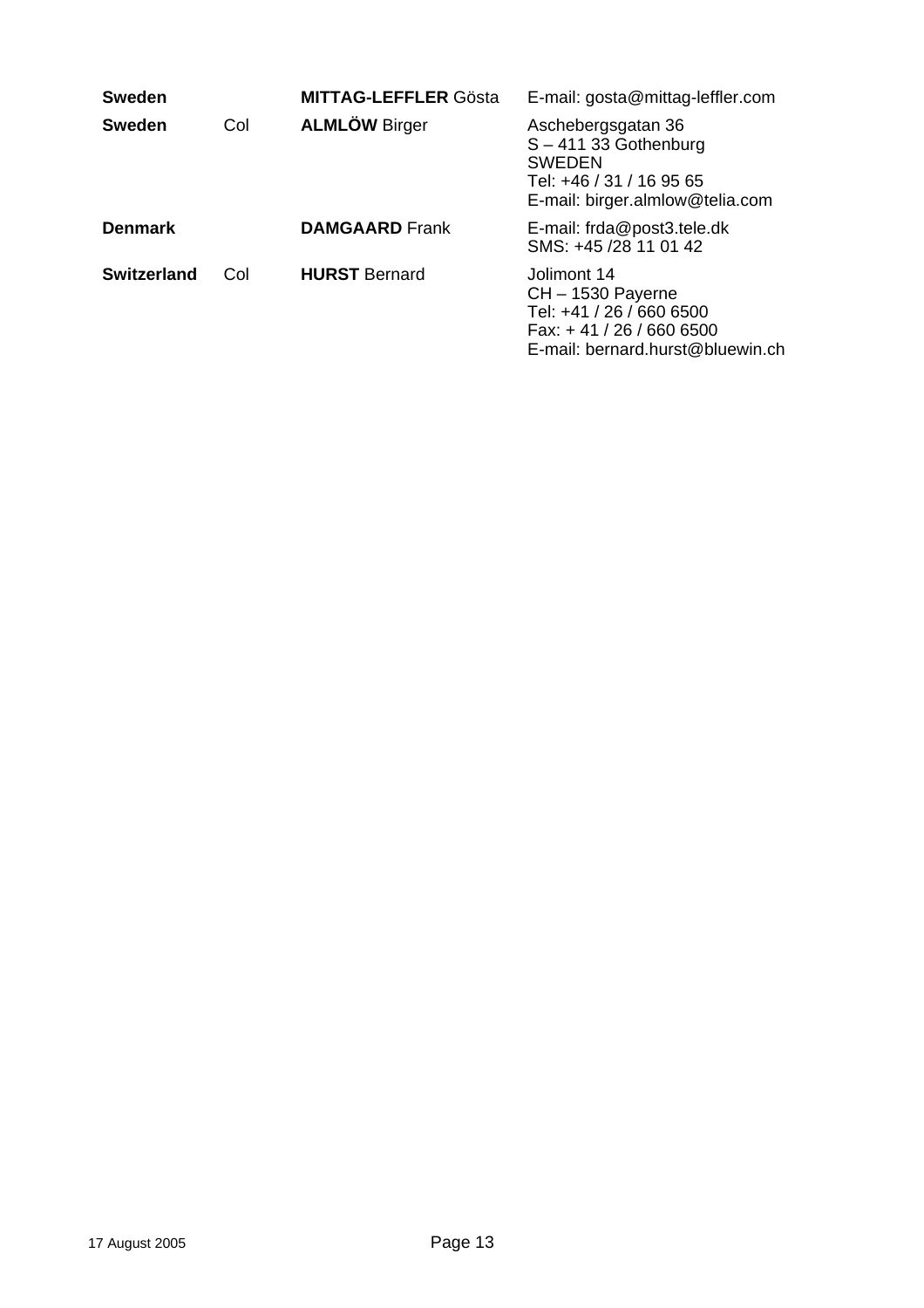| | | | |
|---|---|---|---|
| **Sweden** | | **MITTAG-LEFFLER** Gösta | E-mail: gosta@mittag-leffler.com |
| **Sweden** | Col | **ALMLÖW** Birger | Aschebergsgatan 36<br>S – 411 33 Gothenburg<br>SWEDEN<br>Tel: +46 / 31 / 16 95 65<br>E-mail: birger.almlow@telia.com |
| **Denmark** | | **DAMGAARD** Frank | E-mail: frda@post3.tele.dk<br>SMS: +45 /28 11 01 42 |
| **Switzerland** | Col | **HURST** Bernard | Jolimont 14<br>CH – 1530 Payerne<br>Tel: +41 / 26 / 660 6500<br>Fax: + 41 / 26 / 660 6500<br>E-mail: bernard.hurst@bluewin.ch |

17 August 2005